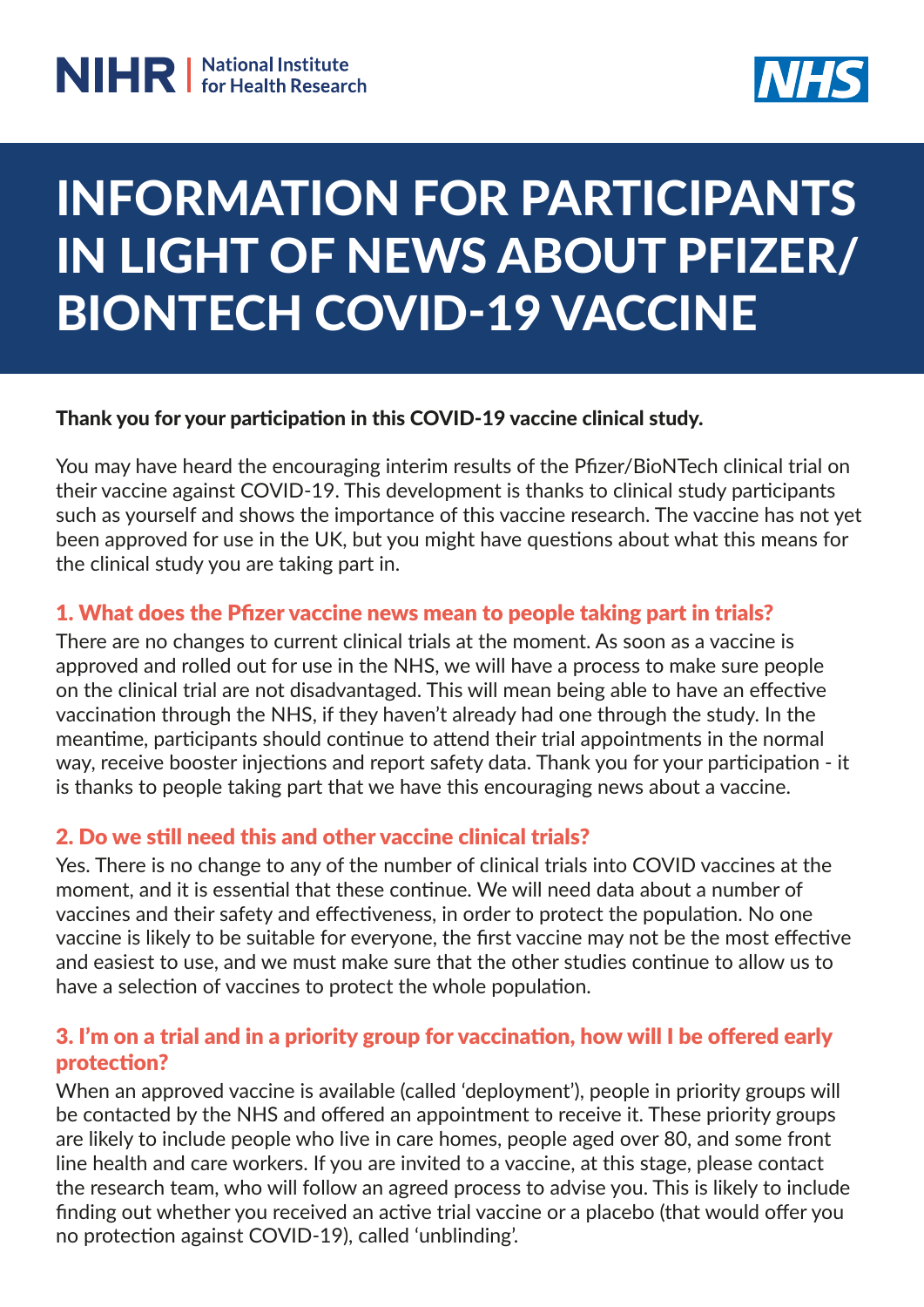NIHR | National Institute for Health Research

NHS

# INFORMATION FOR PARTICIPANTS IN LIGHT OF NEWS ABOUT PFIZER/ BIONTECH COVID-19 VACCINE

**Thank you for your participation in this COVID-19 vaccine clinical study.**

You may have heard the encouraging interim results of the Pfizer/BioNTech clinical trial on their vaccine against COVID-19. This development is thanks to clinical study participants such as yourself and shows the importance of this vaccine research. The vaccine has not yet been approved for use in the UK, but you might have questions about what this means for the clinical study you are taking part in.

## 1. What does the Pfizer vaccine news mean to people taking part in trials?

There are no changes to current clinical trials at the moment. As soon as a vaccine is approved and rolled out for use in the NHS, we will have a process to make sure people on the clinical trial are not disadvantaged. This will mean being able to have an effective vaccination through the NHS, if they haven't already had one through the study. In the meantime, participants should continue to attend their trial appointments in the normal way, receive booster injections and report safety data. Thank you for your participation - it is thanks to people taking part that we have this encouraging news about a vaccine.

## 2. Do we still need this and other vaccine clinical trials?

Yes. There is no change to any of the number of clinical trials into COVID vaccines at the moment, and it is essential that these continue. We will need data about a number of vaccines and their safety and effectiveness, in order to protect the population. No one vaccine is likely to be suitable for everyone, the first vaccine may not be the most effective and easiest to use, and we must make sure that the other studies continue to allow us to have a selection of vaccines to protect the whole population.

## 3. I'm on a trial and in a priority group for vaccination, how will I be offered early protection?

When an approved vaccine is available (called 'deployment'), people in priority groups will be contacted by the NHS and offered an appointment to receive it. These priority groups are likely to include people who live in care homes, people aged over 80, and some front line health and care workers. If you are invited to a vaccine, at this stage, please contact the research team, who will follow an agreed process to advise you. This is likely to include finding out whether you received an active trial vaccine or a placebo (that would offer you no protection against COVID-19), called 'unblinding'.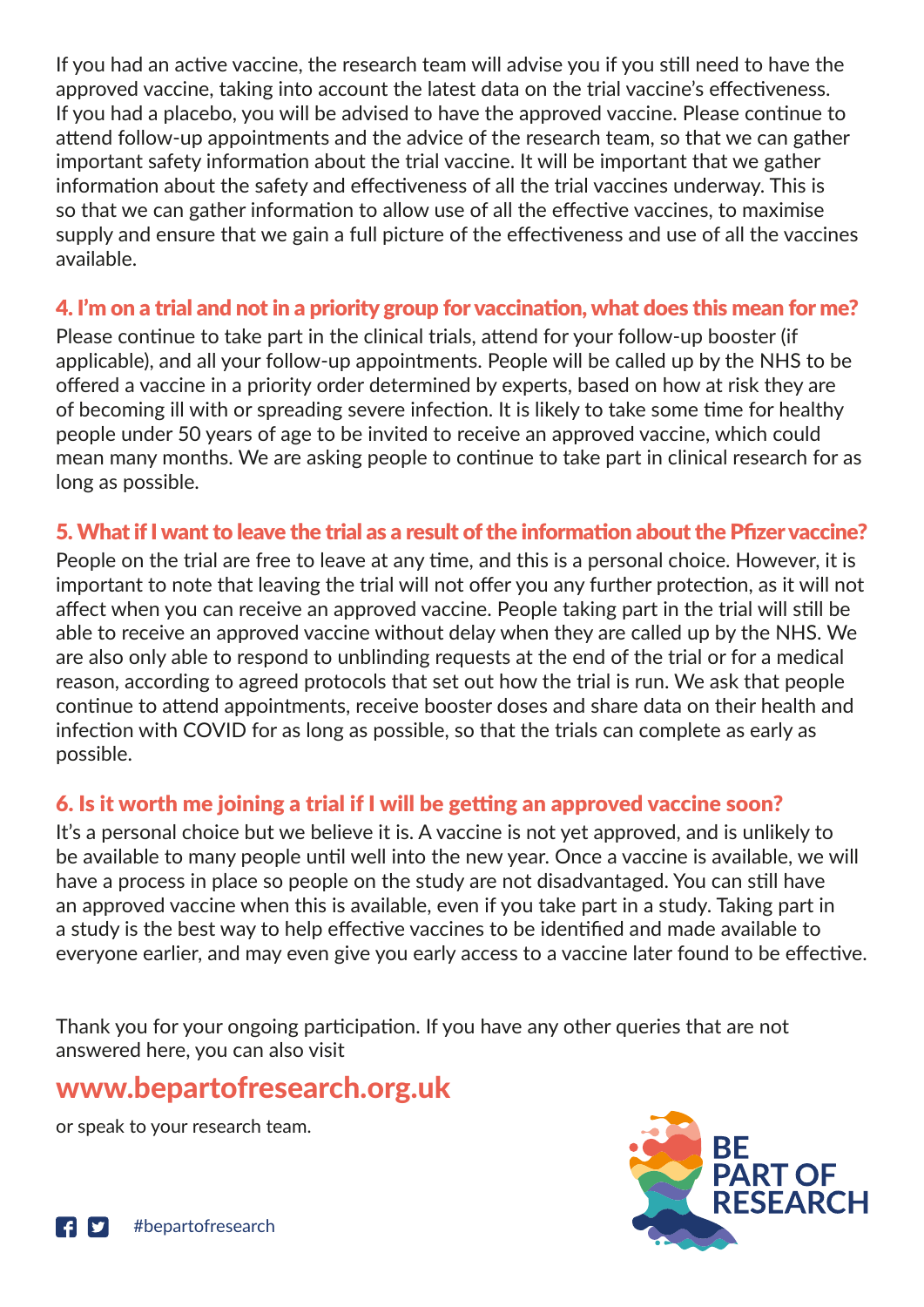If you had an active vaccine, the research team will advise you if you still need to have the approved vaccine, taking into account the latest data on the trial vaccine's effectiveness. If you had a placebo, you will be advised to have the approved vaccine. Please continue to attend follow-up appointments and the advice of the research team, so that we can gather important safety information about the trial vaccine. It will be important that we gather information about the safety and effectiveness of all the trial vaccines underway. This is so that we can gather information to allow use of all the effective vaccines, to maximise supply and ensure that we gain a full picture of the effectiveness and use of all the vaccines available.

## 4. I'm on a trial and not in a priority group for vaccination, what does this mean for me?

Please continue to take part in the clinical trials, attend for your follow-up booster (if applicable), and all your follow-up appointments. People will be called up by the NHS to be offered a vaccine in a priority order determined by experts, based on how at risk they are of becoming ill with or spreading severe infection. It is likely to take some time for healthy people under 50 years of age to be invited to receive an approved vaccine, which could mean many months. We are asking people to continue to take part in clinical research for as long as possible.

## 5. What if I want to leave the trial as a result of the information about the Pfizer vaccine?

People on the trial are free to leave at any time, and this is a personal choice. However, it is important to note that leaving the trial will not offer you any further protection, as it will not affect when you can receive an approved vaccine. People taking part in the trial will still be able to receive an approved vaccine without delay when they are called up by the NHS. We are also only able to respond to unblinding requests at the end of the trial or for a medical reason, according to agreed protocols that set out how the trial is run. We ask that people continue to attend appointments, receive booster doses and share data on their health and infection with COVID for as long as possible, so that the trials can complete as early as possible.

## 6. Is it worth me joining a trial if I will be getting an approved vaccine soon?

It's a personal choice but we believe it is. A vaccine is not yet approved, and is unlikely to be available to many people until well into the new year. Once a vaccine is available, we will have a process in place so people on the study are not disadvantaged. You can still have an approved vaccine when this is available, even if you take part in a study. Taking part in a study is the best way to help effective vaccines to be identified and made available to everyone earlier, and may even give you early access to a vaccine later found to be effective.

Thank you for your ongoing participation. If you have any other queries that are not answered here, you can also visit

## www.bepartofresearch.org.uk

or speak to your research team.

BE PART OF RESEARCH

#bepartofresearch